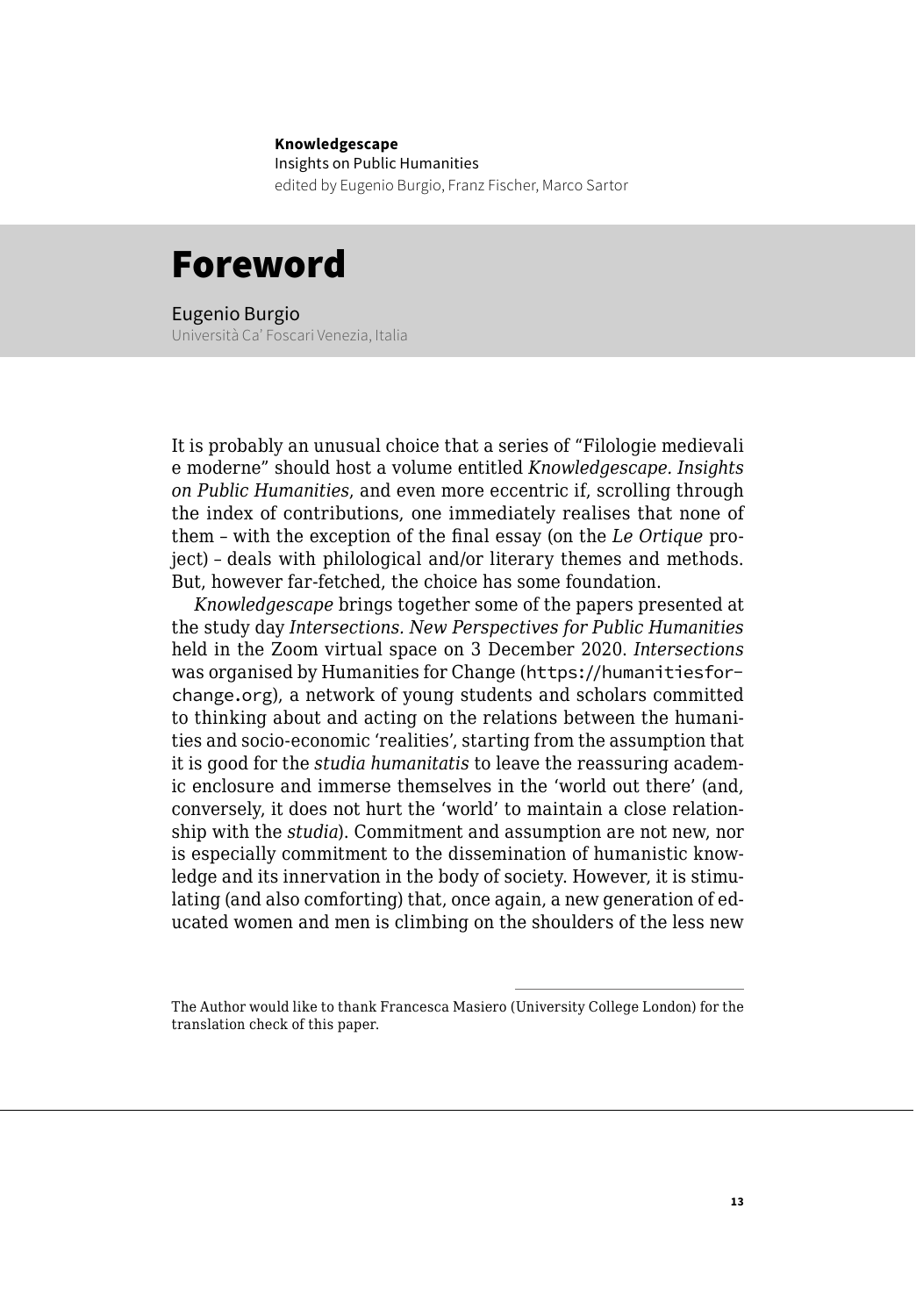**Knowledgescape**
Insights on Public Humanities
edited by Eugenio Burgio, Franz Fischer, Marco Sartor

# Foreword

Eugenio Burgio
Università Ca' Foscari Venezia, Italia

It is probably an unusual choice that a series of "Filologie medievali e moderne" should host a volume entitled *Knowledgescape. Insights on Public Humanities*, and even more eccentric if, scrolling through the index of contributions, one immediately realises that none of them – with the exception of the final essay (on the *Le Ortique* project) – deals with philological and/or literary themes and methods. But, however far-fetched, the choice has some foundation.

*Knowledgescape* brings together some of the papers presented at the study day *Intersections. New Perspectives for Public Humanities* held in the Zoom virtual space on 3 December 2020. *Intersections* was organised by Humanities for Change (https://humanitiesforchange.org), a network of young students and scholars committed to thinking about and acting on the relations between the humanities and socio-economic 'realities', starting from the assumption that it is good for the *studia humanitatis* to leave the reassuring academic enclosure and immerse themselves in the 'world out there' (and, conversely, it does not hurt the 'world' to maintain a close relationship with the *studia*). Commitment and assumption are not new, nor is especially commitment to the dissemination of humanistic knowledge and its innervation in the body of society. However, it is stimulating (and also comforting) that, once again, a new generation of educated women and men is climbing on the shoulders of the less new

---

The Author would like to thank Francesca Masiero (University College London) for the translation check of this paper.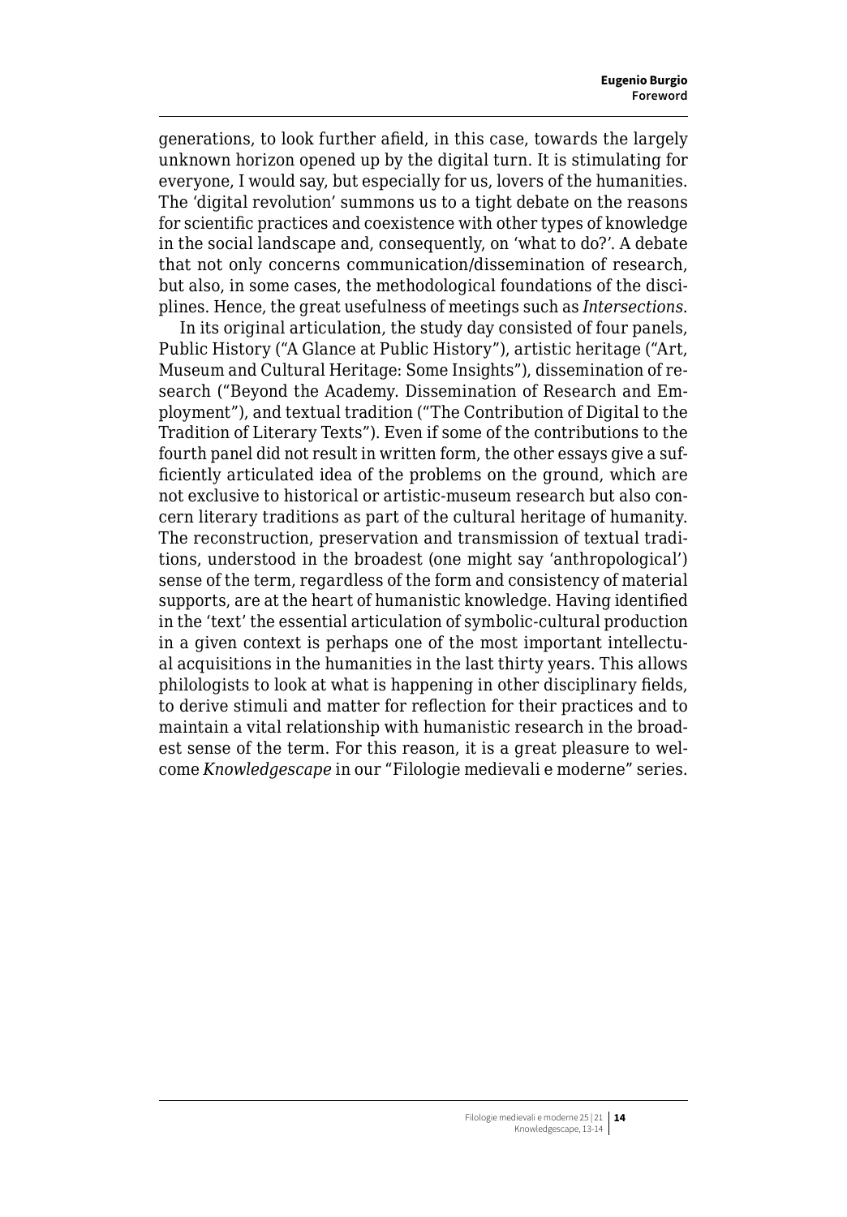generations, to look further afield, in this case, towards the largely unknown horizon opened up by the digital turn. It is stimulating for everyone, I would say, but especially for us, lovers of the humanities. The 'digital revolution' summons us to a tight debate on the reasons for scientific practices and coexistence with other types of knowledge in the social landscape and, consequently, on 'what to do?'. A debate that not only concerns communication/dissemination of research, but also, in some cases, the methodological foundations of the disciplines. Hence, the great usefulness of meetings such as *Intersections*.

In its original articulation, the study day consisted of four panels, Public History ("A Glance at Public History"), artistic heritage ("Art, Museum and Cultural Heritage: Some Insights"), dissemination of research ("Beyond the Academy. Dissemination of Research and Employment"), and textual tradition ("The Contribution of Digital to the Tradition of Literary Texts"). Even if some of the contributions to the fourth panel did not result in written form, the other essays give a sufficiently articulated idea of the problems on the ground, which are not exclusive to historical or artistic-museum research but also concern literary traditions as part of the cultural heritage of humanity. The reconstruction, preservation and transmission of textual traditions, understood in the broadest (one might say 'anthropological') sense of the term, regardless of the form and consistency of material supports, are at the heart of humanistic knowledge. Having identified in the 'text' the essential articulation of symbolic-cultural production in a given context is perhaps one of the most important intellectual acquisitions in the humanities in the last thirty years. This allows philologists to look at what is happening in other disciplinary fields, to derive stimuli and matter for reflection for their practices and to maintain a vital relationship with humanistic research in the broadest sense of the term. For this reason, it is a great pleasure to welcome *Knowledgescape* in our "Filologie medievali e moderne" series.